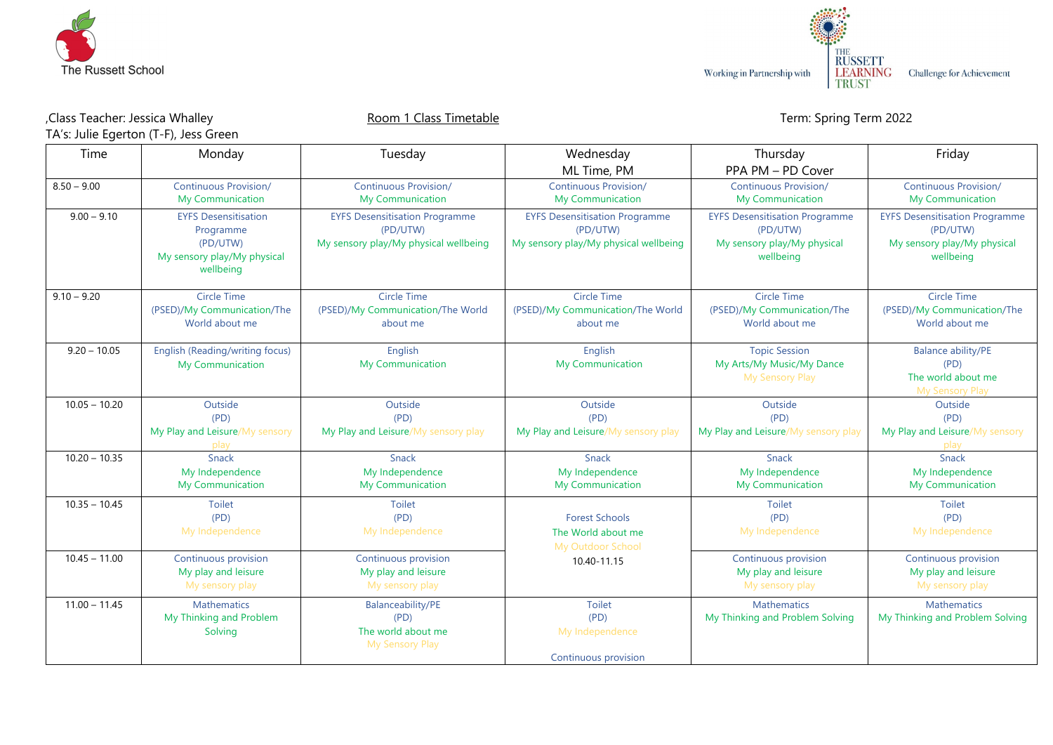The Russett School

Working in Partnership with THE RUSSETT LEARNING TRUST Challenge for Achievement

,Class Teacher: Jessica Whalley

TA's: Julie Egerton (T-F), Jess Green

Room 1 Class Timetable

Term: Spring Term 2022

| Time | Monday | Tuesday | Wednesday<br>ML Time, PM | Thursday<br>PPA PM – PD Cover | Friday |
|---|---|---|---|---|---|
| 8.50 – 9.00 | Continuous Provision/<br>My Communication | Continuous Provision/<br>My Communication | Continuous Provision/<br>My Communication | Continuous Provision/<br>My Communication | Continuous Provision/<br>My Communication |
| 9.00 – 9.10 | EYFS Desensitisation Programme<br>(PD/UTW)<br>My sensory play/My physical wellbeing | EYFS Desensitisation Programme<br>(PD/UTW)<br>My sensory play/My physical wellbeing | EYFS Desensitisation Programme<br>(PD/UTW)<br>My sensory play/My physical wellbeing | EYFS Desensitisation Programme<br>(PD/UTW)<br>My sensory play/My physical wellbeing | EYFS Desensitisation Programme<br>(PD/UTW)<br>My sensory play/My physical wellbeing |
| 9.10 – 9.20 | Circle Time<br>(PSED)/My Communication/The World about me | Circle Time<br>(PSED)/My Communication/The World about me | Circle Time<br>(PSED)/My Communication/The World about me | Circle Time<br>(PSED)/My Communication/The World about me | Circle Time<br>(PSED)/My Communication/The World about me |
| 9.20 – 10.05 | English (Reading/writing focus)<br>My Communication | English<br>My Communication | English<br>My Communication | Topic Session<br>My Arts/My Music/My Dance<br>My Sensory Play | Balance ability/PE<br>(PD)<br>The world about me<br>My Sensory Play |
| 10.05 – 10.20 | Outside<br>(PD)<br>My Play and Leisure/My sensory play | Outside<br>(PD)<br>My Play and Leisure/My sensory play | Outside<br>(PD)<br>My Play and Leisure/My sensory play | Outside<br>(PD)<br>My Play and Leisure/My sensory play | Outside<br>(PD)<br>My Play and Leisure/My sensory play |
| 10.20 – 10.35 | Snack<br>My Independence<br>My Communication | Snack<br>My Independence<br>My Communication | Snack<br>My Independence<br>My Communication | Snack<br>My Independence<br>My Communication | Snack<br>My Independence<br>My Communication |
| 10.35 – 10.45 | Toilet<br>(PD)<br>My Independence | Toilet<br>(PD)<br>My Independence | Forest Schools<br>The World about me<br>My Outdoor School<br>10.40-11.15 | Toilet<br>(PD)<br>My Independence | Toilet<br>(PD)<br>My Independence |
| 10.45 – 11.00 | Continuous provision<br>My play and leisure<br>My sensory play | Continuous provision<br>My play and leisure<br>My sensory play | | Continuous provision<br>My play and leisure<br>My sensory play | Continuous provision<br>My play and leisure<br>My sensory play |
| 11.00 – 11.45 | Mathematics<br>My Thinking and Problem Solving | Balanceability/PE<br>(PD)<br>The world about me<br>My Sensory Play | Toilet<br>(PD)<br>My Independence<br><br>Continuous provision | Mathematics<br>My Thinking and Problem Solving | Mathematics<br>My Thinking and Problem Solving |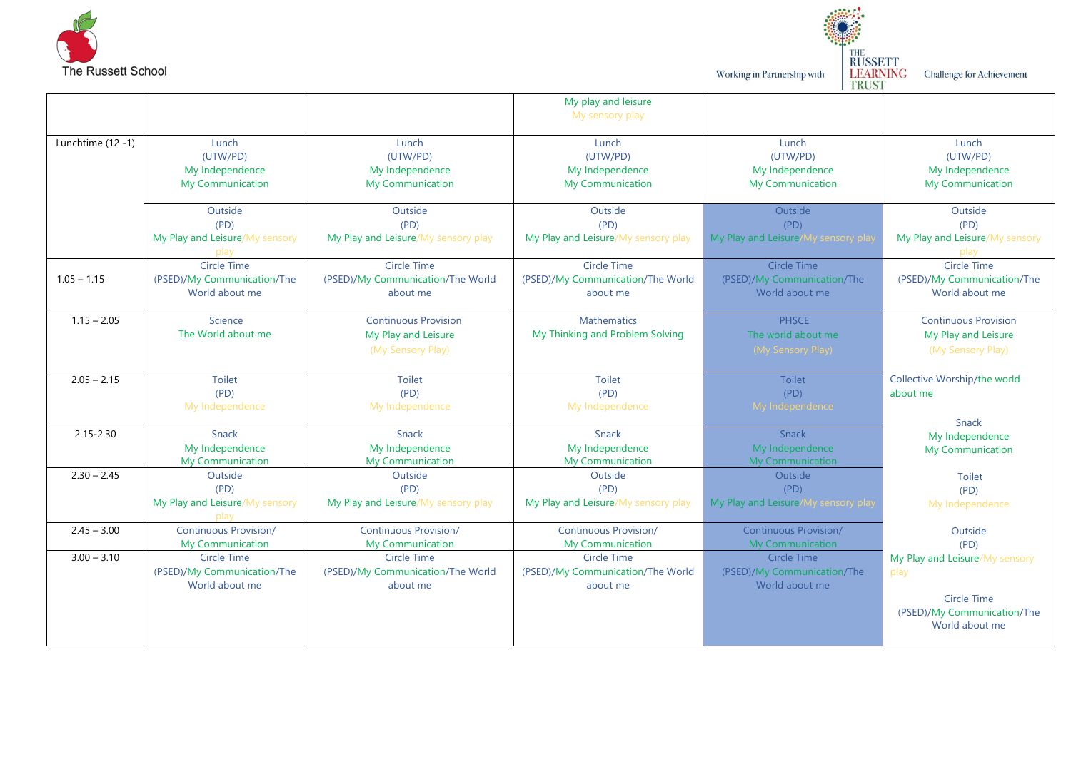The Russett School

Working in Partnership with THE RUSSETT LEARNING TRUST Challenge for Achievement

| | | | | | |
|---|---|---|---|---|---|
| | | | My play and leisure My sensory play | | |
| Lunchtime (12 -1) | Lunch (UTW/PD) My Independence My Communication | Lunch (UTW/PD) My Independence My Communication | Lunch (UTW/PD) My Independence My Communication | Lunch (UTW/PD) My Independence My Communication | Lunch (UTW/PD) My Independence My Communication |
| | Outside (PD) My Play and Leisure/My sensory play | Outside (PD) My Play and Leisure/My sensory play | Outside (PD) My Play and Leisure/My sensory play | Outside (PD) My Play and Leisure/My sensory play | Outside (PD) My Play and Leisure/My sensory play |
| 1.05 – 1.15 | Circle Time (PSED)/My Communication/The World about me | Circle Time (PSED)/My Communication/The World about me | Circle Time (PSED)/My Communication/The World about me | Circle Time (PSED)/My Communication/The World about me | Circle Time (PSED)/My Communication/The World about me |
| 1.15 – 2.05 | Science The World about me | Continuous Provision My Play and Leisure (My Sensory Play) | Mathematics My Thinking and Problem Solving | PHSCE The world about me (My Sensory Play) | Continuous Provision My Play and Leisure (My Sensory Play) |
| 2.05 – 2.15 | Toilet (PD) My Independence | Toilet (PD) My Independence | Toilet (PD) My Independence | Toilet (PD) My Independence | Collective Worship/the world about me |
| 2.15-2.30 | Snack My Independence My Communication | Snack My Independence My Communication | Snack My Independence My Communication | Snack My Independence My Communication | Snack My Independence My Communication |
| 2.30 – 2.45 | Outside (PD) My Play and Leisure/My sensory play | Outside (PD) My Play and Leisure/My sensory play | Outside (PD) My Play and Leisure/My sensory play | Outside (PD) My Play and Leisure/My sensory play | Toilet (PD) My Independence |
| 2.45 – 3.00 | Continuous Provision/ My Communication | Continuous Provision/ My Communication | Continuous Provision/ My Communication | Continuous Provision/ My Communication | Outside (PD) My Play and Leisure/My sensory play |
| 3.00 – 3.10 | Circle Time (PSED)/My Communication/The World about me | Circle Time (PSED)/My Communication/The World about me | Circle Time (PSED)/My Communication/The World about me | Circle Time (PSED)/My Communication/The World about me | Circle Time (PSED)/My Communication/The World about me |